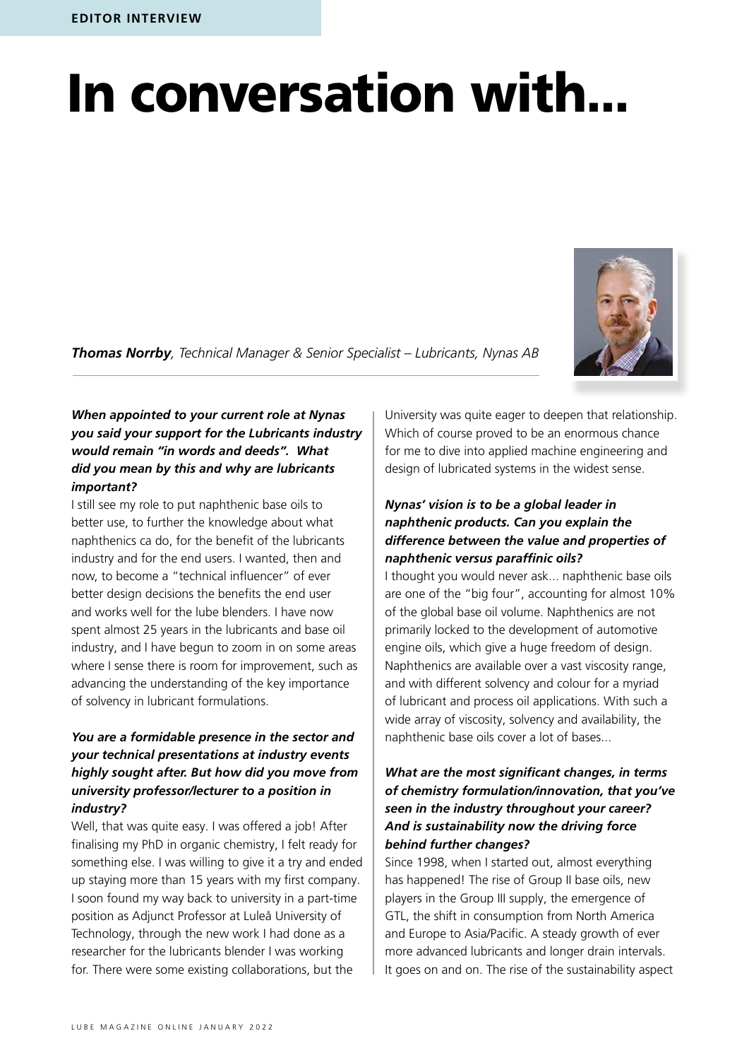EDITOR INTERVIEW

# In conversation with...

***Thomas Norrby**, Technical Manager & Senior Specialist – Lubricants, Nynas AB*

***When appointed to your current role at Nynas you said your support for the Lubricants industry would remain "in words and deeds". What did you mean by this and why are lubricants important?***

I still see my role to put naphthenic base oils to better use, to further the knowledge about what naphthenics ca do, for the benefit of the lubricants industry and for the end users. I wanted, then and now, to become a "technical influencer" of ever better design decisions the benefits the end user and works well for the lube blenders. I have now spent almost 25 years in the lubricants and base oil industry, and I have begun to zoom in on some areas where I sense there is room for improvement, such as advancing the understanding of the key importance of solvency in lubricant formulations.

***You are a formidable presence in the sector and your technical presentations at industry events highly sought after. But how did you move from university professor/lecturer to a position in industry?***

Well, that was quite easy. I was offered a job! After finalising my PhD in organic chemistry, I felt ready for something else. I was willing to give it a try and ended up staying more than 15 years with my first company. I soon found my way back to university in a part-time position as Adjunct Professor at Luleå University of Technology, through the new work I had done as a researcher for the lubricants blender I was working for. There were some existing collaborations, but the University was quite eager to deepen that relationship. Which of course proved to be an enormous chance for me to dive into applied machine engineering and design of lubricated systems in the widest sense.

***Nynas' vision is to be a global leader in naphthenic products. Can you explain the difference between the value and properties of naphthenic versus paraffinic oils?***

I thought you would never ask... naphthenic base oils are one of the "big four", accounting for almost 10% of the global base oil volume. Naphthenics are not primarily locked to the development of automotive engine oils, which give a huge freedom of design. Naphthenics are available over a vast viscosity range, and with different solvency and colour for a myriad of lubricant and process oil applications. With such a wide array of viscosity, solvency and availability, the naphthenic base oils cover a lot of bases...

***What are the most significant changes, in terms of chemistry formulation/innovation, that you've seen in the industry throughout your career? And is sustainability now the driving force behind further changes?***

Since 1998, when I started out, almost everything has happened! The rise of Group II base oils, new players in the Group III supply, the emergence of GTL, the shift in consumption from North America and Europe to Asia/Pacific. A steady growth of ever more advanced lubricants and longer drain intervals. It goes on and on. The rise of the sustainability aspect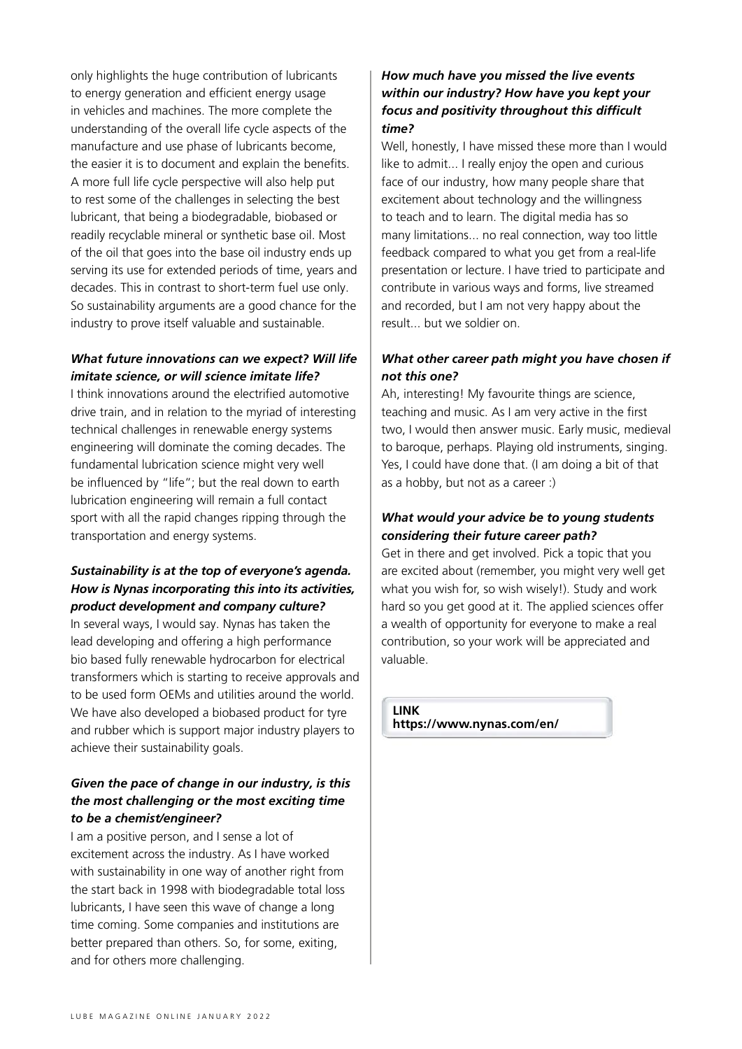only highlights the huge contribution of lubricants to energy generation and efficient energy usage in vehicles and machines. The more complete the understanding of the overall life cycle aspects of the manufacture and use phase of lubricants become, the easier it is to document and explain the benefits. A more full life cycle perspective will also help put to rest some of the challenges in selecting the best lubricant, that being a biodegradable, biobased or readily recyclable mineral or synthetic base oil. Most of the oil that goes into the base oil industry ends up serving its use for extended periods of time, years and decades. This in contrast to short-term fuel use only. So sustainability arguments are a good chance for the industry to prove itself valuable and sustainable.

***What future innovations can we expect? Will life imitate science, or will science imitate life?***

I think innovations around the electrified automotive drive train, and in relation to the myriad of interesting technical challenges in renewable energy systems engineering will dominate the coming decades. The fundamental lubrication science might very well be influenced by "life"; but the real down to earth lubrication engineering will remain a full contact sport with all the rapid changes ripping through the transportation and energy systems.

***Sustainability is at the top of everyone's agenda. How is Nynas incorporating this into its activities, product development and company culture?***

In several ways, I would say. Nynas has taken the lead developing and offering a high performance bio based fully renewable hydrocarbon for electrical transformers which is starting to receive approvals and to be used form OEMs and utilities around the world. We have also developed a biobased product for tyre and rubber which is support major industry players to achieve their sustainability goals.

***Given the pace of change in our industry, is this the most challenging or the most exciting time to be a chemist/engineer?***

I am a positive person, and I sense a lot of excitement across the industry. As I have worked with sustainability in one way of another right from the start back in 1998 with biodegradable total loss lubricants, I have seen this wave of change a long time coming. Some companies and institutions are better prepared than others. So, for some, exiting, and for others more challenging.

***How much have you missed the live events within our industry? How have you kept your focus and positivity throughout this difficult time?***

Well, honestly, I have missed these more than I would like to admit... I really enjoy the open and curious face of our industry, how many people share that excitement about technology and the willingness to teach and to learn. The digital media has so many limitations... no real connection, way too little feedback compared to what you get from a real-life presentation or lecture. I have tried to participate and contribute in various ways and forms, live streamed and recorded, but I am not very happy about the result... but we soldier on.

***What other career path might you have chosen if not this one?***

Ah, interesting! My favourite things are science, teaching and music. As I am very active in the first two, I would then answer music. Early music, medieval to baroque, perhaps. Playing old instruments, singing. Yes, I could have done that. (I am doing a bit of that as a hobby, but not as a career :)

***What would your advice be to young students considering their future career path?***

Get in there and get involved. Pick a topic that you are excited about (remember, you might very well get what you wish for, so wish wisely!). Study and work hard so you get good at it. The applied sciences offer a wealth of opportunity for everyone to make a real contribution, so your work will be appreciated and valuable.

**LINK**
**https://www.nynas.com/en/**